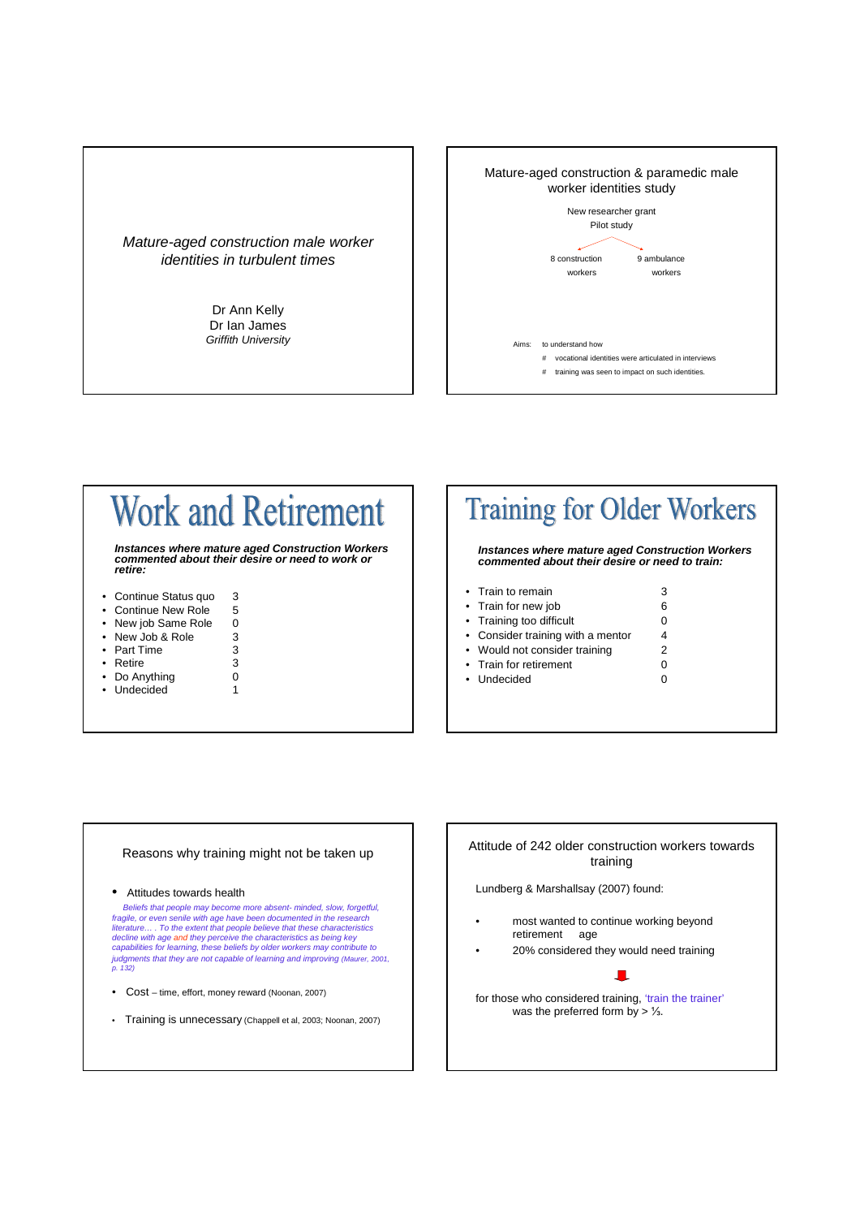*Mature-aged construction male worker identities in turbulent times*

Dr Ann Kelly
Dr Ian James
*Griffith University*

Mature-aged construction & paramedic male worker identities study

New researcher grant
Pilot study

8 construction workers

9 ambulance workers

Aims: to understand how

# vocational identities were articulated in interviews

# training was seen to impact on such identities.

# Work and Retirement

***Instances where mature aged Construction Workers commented about their desire or need to work or retire:***

| | |
|---|---|
| • Continue Status quo | 3 |
| • Continue New Role | 5 |
| • New job Same Role | 0 |
| • New Job & Role | 3 |
| • Part Time | 3 |
| • Retire | 3 |
| • Do Anything | 0 |
| • Undecided | 1 |

# Training for Older Workers

***Instances where mature aged Construction Workers commented about their desire or need to train:***

| | |
|---|---|
| • Train to remain | 3 |
| • Train for new job | 6 |
| • Training too difficult | 0 |
| • Consider training with a mentor | 4 |
| • Would not consider training | 2 |
| • Train for retirement | 0 |
| • Undecided | 0 |

Reasons why training might not be taken up

- Attitudes towards health

  *Beliefs that people may become more absent- minded, slow, forgetful, fragile, or even senile with age have been documented in the research literature… . To the extent that people believe that these characteristics decline with age and they perceive the characteristics as being key capabilities for learning, these beliefs by older workers may contribute to judgments that they are not capable of learning and improving (Maurer, 2001, p. 132)*

- Cost – time, effort, money reward (Noonan, 2007)

- Training is unnecessary (Chappell et al, 2003; Noonan, 2007)

Attitude of 242 older construction workers towards training

Lundberg & Marshallsay (2007) found:

- most wanted to continue working beyond retirement age
- 20% considered they would need training

for those who considered training, 'train the trainer' was the preferred form by > ⅓.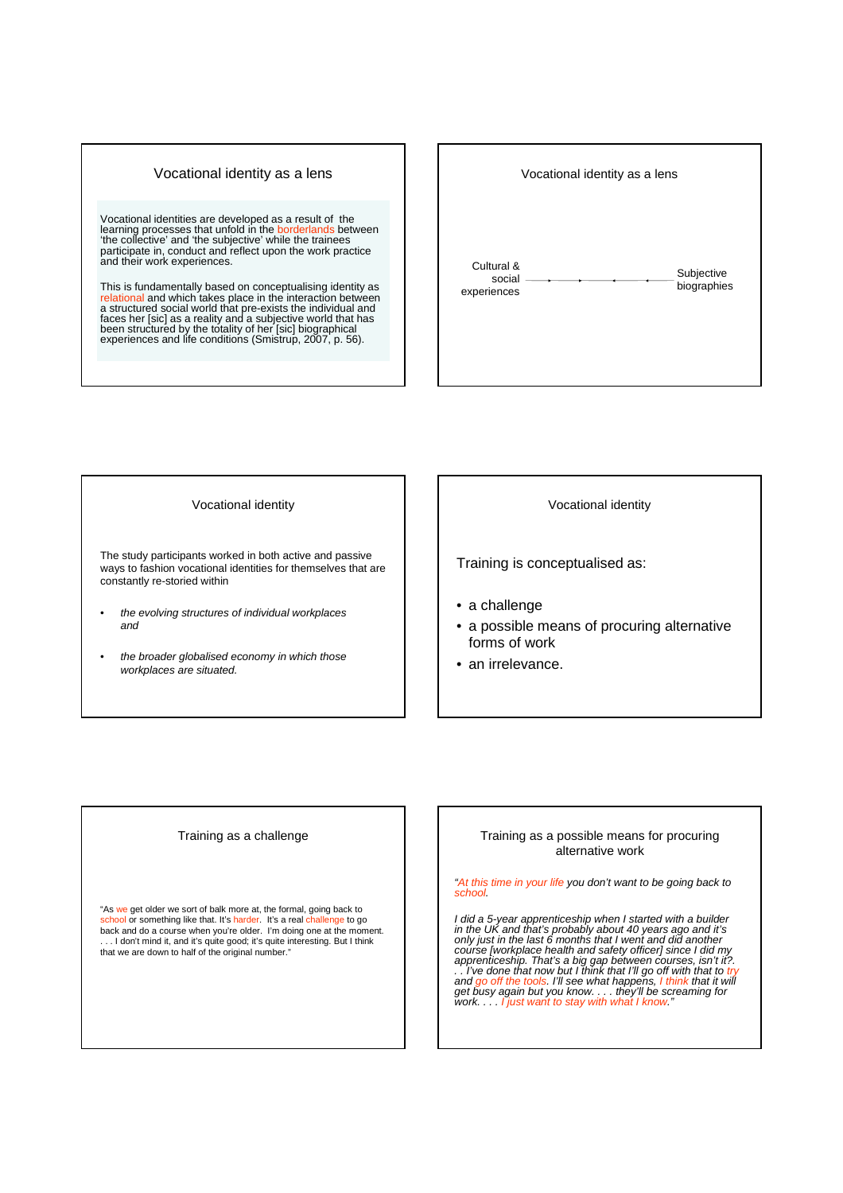## Vocational identity as a lens

Vocational identities are developed as a result of the learning processes that unfold in the borderlands between 'the collective' and 'the subjective' while the trainees participate in, conduct and reflect upon the work practice and their work experiences.

This is fundamentally based on conceptualising identity as relational and which takes place in the interaction between a structured social world that pre-exists the individual and faces her [sic] as a reality and a subjective world that has been structured by the totality of her [sic] biographical experiences and life conditions (Smistrup, 2007, p. 56).

## Vocational identity as a lens

Cultural & social experiences ⟷ Subjective biographies

## Vocational identity

The study participants worked in both active and passive ways to fashion vocational identities for themselves that are constantly re-storied within

- *the evolving structures of individual workplaces and*
- *the broader globalised economy in which those workplaces are situated.*

## Vocational identity

Training is conceptualised as:

- a challenge
- a possible means of procuring alternative forms of work
- an irrelevance.

## Training as a challenge

"As we get older we sort of balk more at, the formal, going back to school or something like that. It's harder. It's a real challenge to go back and do a course when you're older. I'm doing one at the moment. . . . I don't mind it, and it's quite good; it's quite interesting. But I think that we are down to half of the original number."

## Training as a possible means for procuring alternative work

*"At this time in your life you don't want to be going back to school.*

*I did a 5-year apprenticeship when I started with a builder in the UK and that's probably about 40 years ago and it's only just in the last 6 months that I went and did another course [workplace health and safety officer] since I did my apprenticeship. That's a big gap between courses, isn't it?. . . I've done that now but I think that I'll go off with that to try and go off the tools. I'll see what happens, I think that it will get busy again but you know. . . . they'll be screaming for work. . . . I just want to stay with what I know."*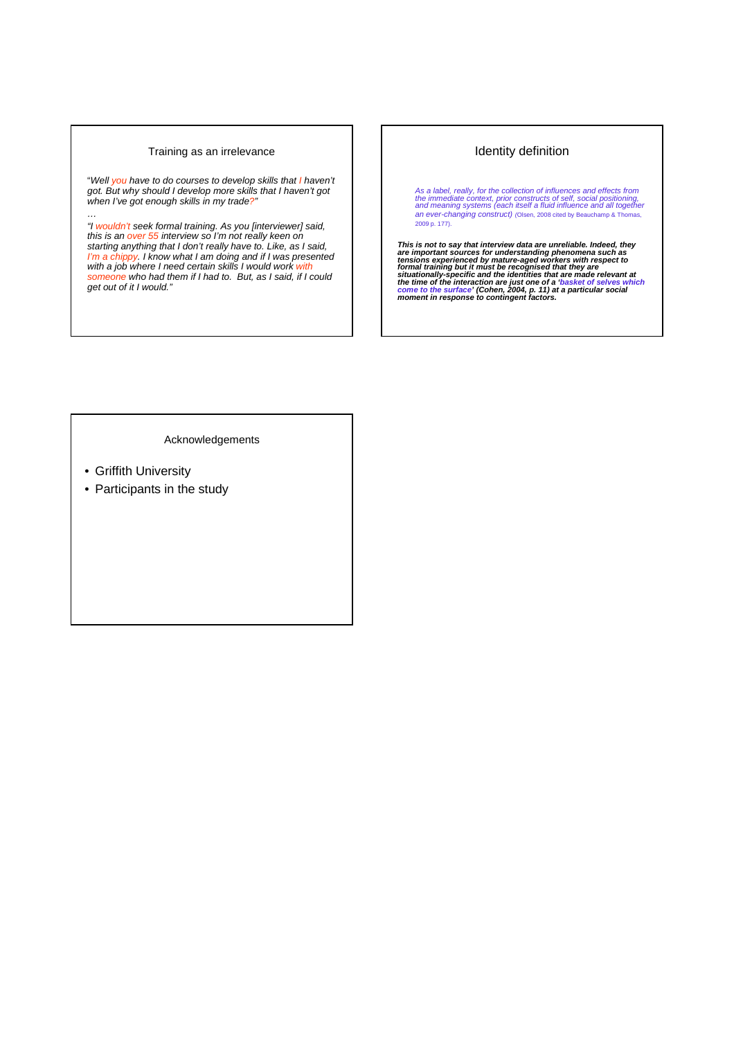## Training as an irrelevance

"*Well you have to do courses to develop skills that I haven't got. But why should I develop more skills that I haven't got when I've got enough skills in my trade?*"

…

"*I wouldn't seek formal training. As you [interviewer] said, this is an over 55 interview so I'm not really keen on starting anything that I don't really have to. Like, as I said, I'm a chippy. I know what I am doing and if I was presented with a job where I need certain skills I would work with someone who had them if I had to. But, as I said, if I could get out of it I would.*"

## Identity definition

*As a label, really, for the collection of influences and effects from the immediate context, prior constructs of self, social positioning, and meaning systems (each itself a fluid influence and all together an ever-changing construct)* (Olsen, 2008 cited by Beauchamp & Thomas, 2009 p. 177).

***This is not to say that interview data are unreliable. Indeed, they are important sources for understanding phenomena such as tensions experienced by mature-aged workers with respect to formal training but it must be recognised that they are situationally-specific and the identities that are made relevant at the time of the interaction are just one of a 'basket of selves which come to the surface' (Cohen, 2004, p. 11) at a particular social moment in response to contingent factors.***

## Acknowledgements

- Griffith University
- Participants in the study